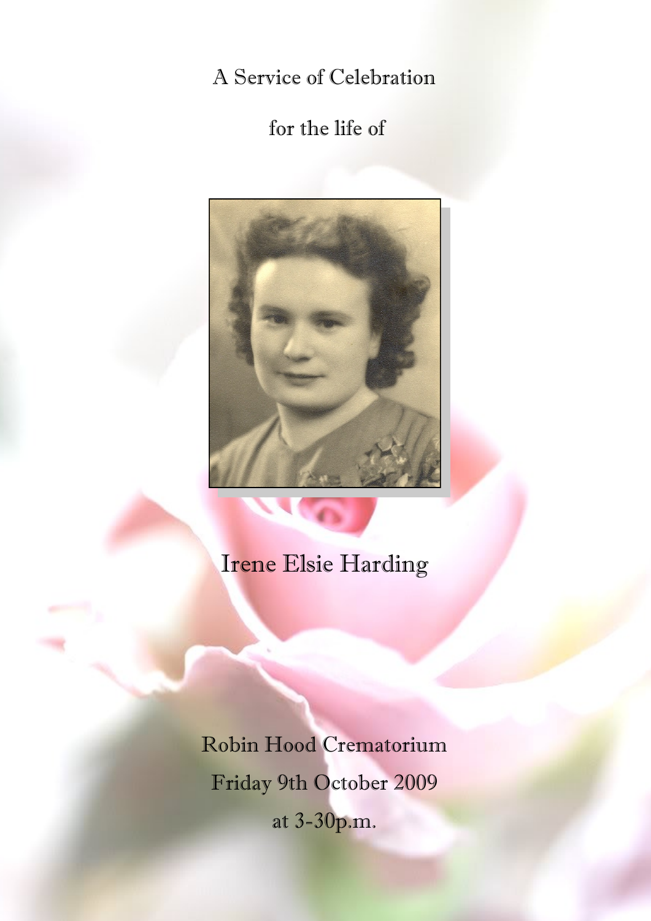A Service of Celebration

for the life of

# Irene Elsie Harding

Robin Hood Crematorium

Friday 9th October 2009

at 3-30p.m.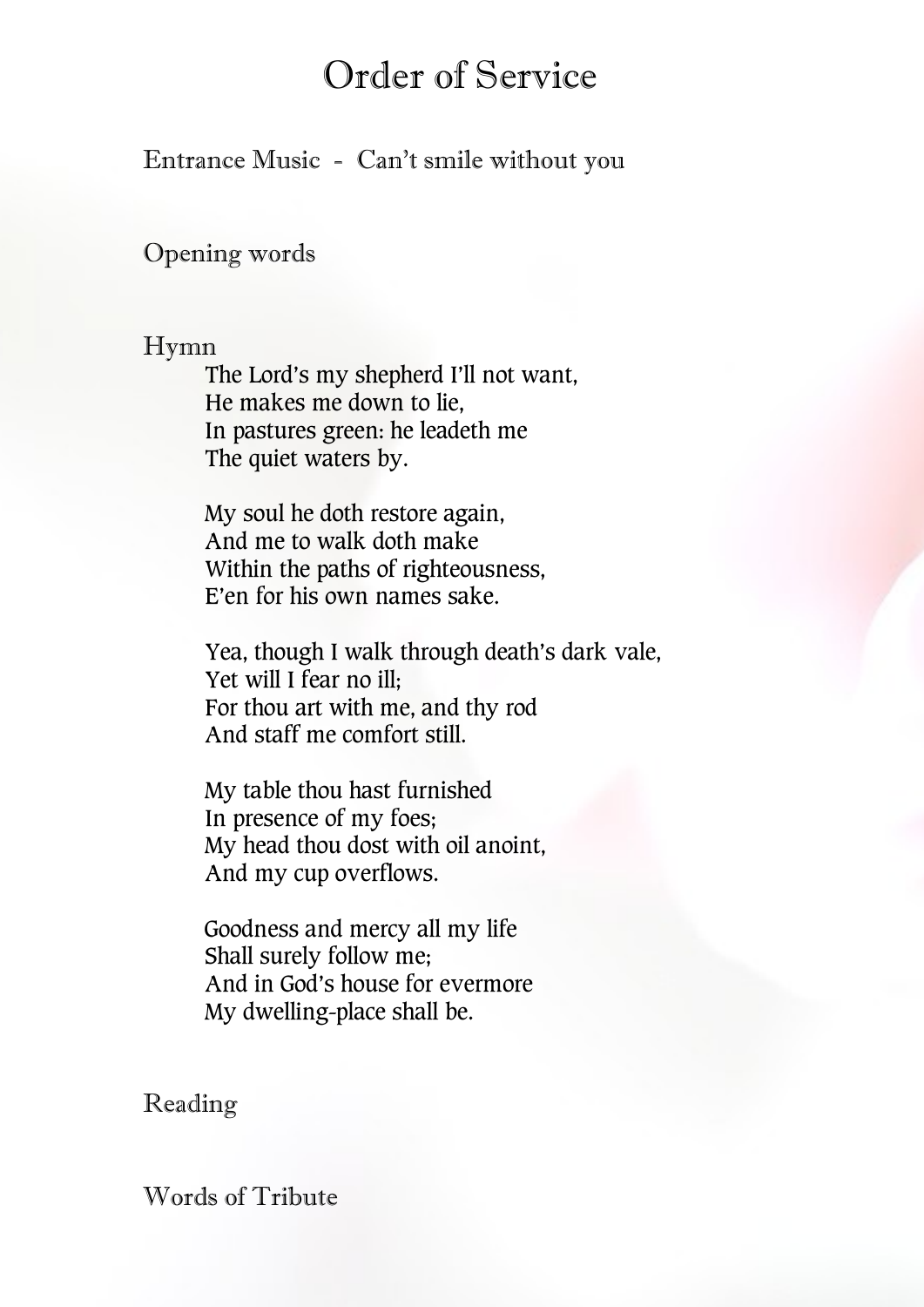# Order of Service

Entrance Music - Can't smile without you

Opening words

Hymn

The Lord's my shepherd I'll not want,
He makes me down to lie,
In pastures green: he leadeth me
The quiet waters by.

My soul he doth restore again,
And me to walk doth make
Within the paths of righteousness,
E'en for his own names sake.

Yea, though I walk through death's dark vale,
Yet will I fear no ill;
For thou art with me, and thy rod
And staff me comfort still.

My table thou hast furnished
In presence of my foes;
My head thou dost with oil anoint,
And my cup overflows.

Goodness and mercy all my life
Shall surely follow me;
And in God's house for evermore
My dwelling-place shall be.

Reading

Words of Tribute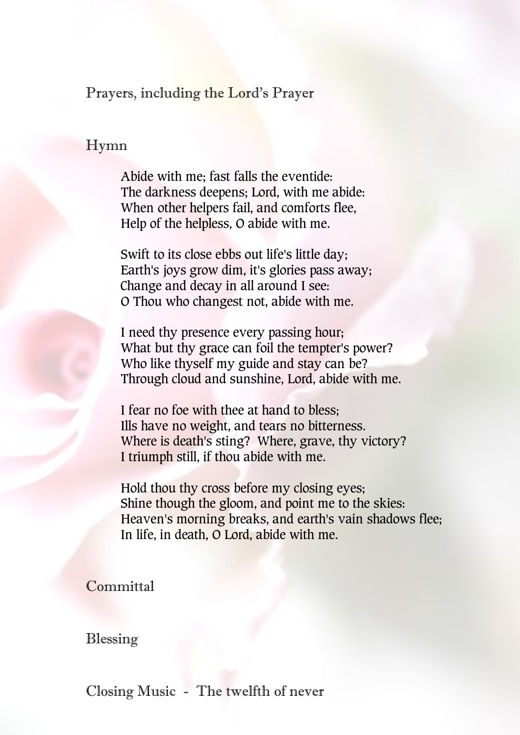Prayers, including the Lord's Prayer

Hymn

Abide with me; fast falls the eventide:
The darkness deepens; Lord, with me abide:
When other helpers fail, and comforts flee,
Help of the helpless, O abide with me.

Swift to its close ebbs out life's little day;
Earth's joys grow dim, it's glories pass away;
Change and decay in all around I see:
O Thou who changest not, abide with me.

I need thy presence every passing hour;
What but thy grace can foil the tempter's power?
Who like thyself my guide and stay can be?
Through cloud and sunshine, Lord, abide with me.

I fear no foe with thee at hand to bless;
Ills have no weight, and tears no bitterness.
Where is death's sting? Where, grave, thy victory?
I triumph still, if thou abide with me.

Hold thou thy cross before my closing eyes;
Shine though the gloom, and point me to the skies:
Heaven's morning breaks, and earth's vain shadows flee;
In life, in death, O Lord, abide with me.

Committal

Blessing

Closing Music - The twelfth of never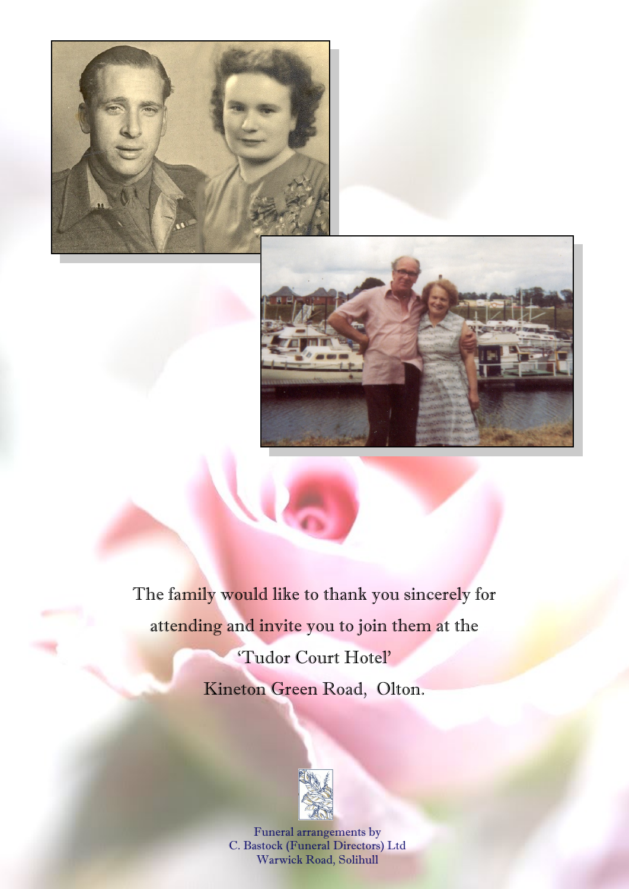The family would like to thank you sincerely for attending and invite you to join them at the

'Tudor Court Hotel'

Kineton Green Road, Olton.

Funeral arrangements by
C. Bastock (Funeral Directors) Ltd
Warwick Road, Solihull